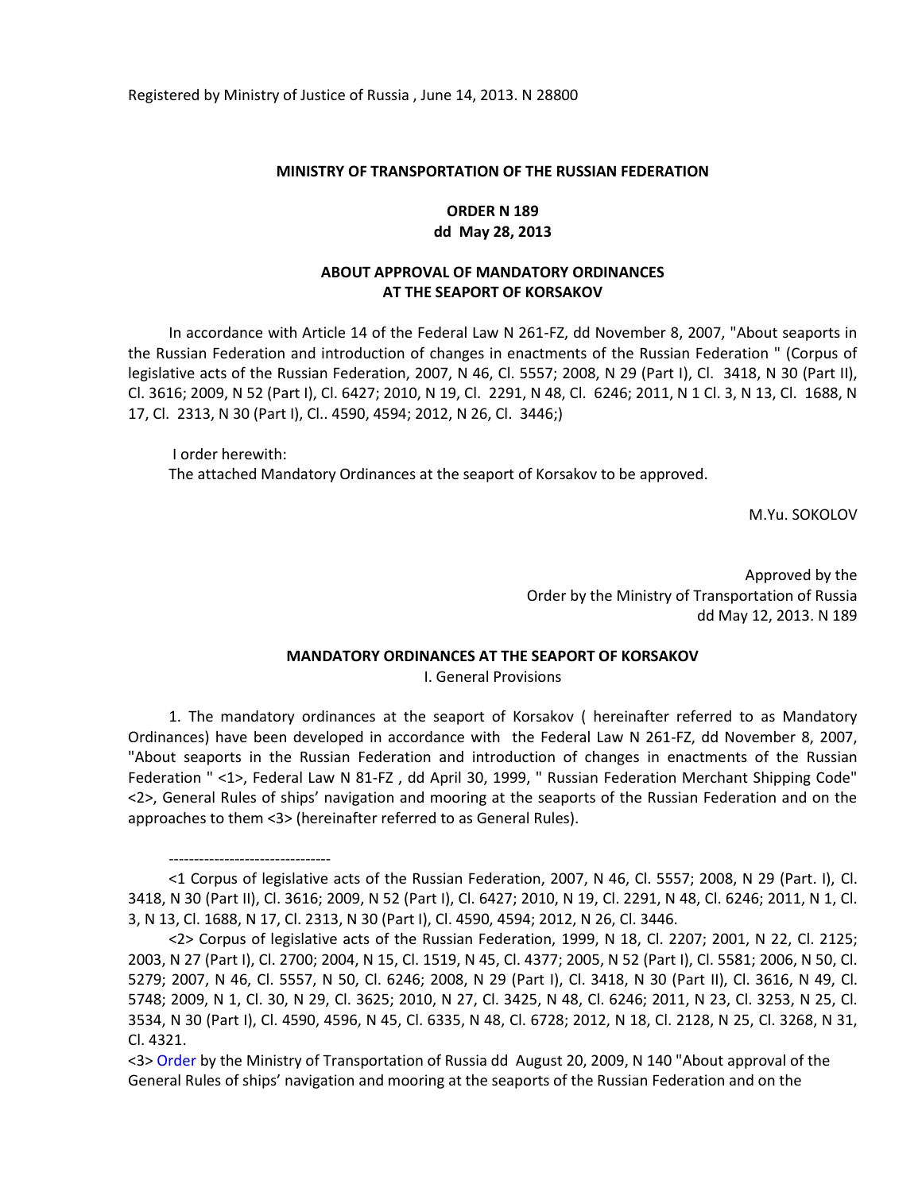Registered by Ministry of Justice of Russia , June 14, 2013. N 28800

**MINISTRY OF TRANSPORTATION OF THE RUSSIAN FEDERATION**

**ORDER N 189**
**dd May 28, 2013**

**ABOUT APPROVAL OF MANDATORY ORDINANCES AT THE SEAPORT OF KORSAKOV**

In accordance with Article 14 of the Federal Law N 261-FZ, dd November 8, 2007, "About seaports in the Russian Federation and introduction of changes in enactments of the Russian Federation " (Corpus of legislative acts of the Russian Federation, 2007, N 46, Cl. 5557; 2008, N 29 (Part I), Cl. 3418, N 30 (Part II), Cl. 3616; 2009, N 52 (Part I), Cl. 6427; 2010, N 19, Cl. 2291, N 48, Cl. 6246; 2011, N 1 Cl. 3, N 13, Cl. 1688, N 17, Cl. 2313, N 30 (Part I), Cl.. 4590, 4594; 2012, N 26, Cl. 3446;)

I order herewith:
The attached Mandatory Ordinances at the seaport of Korsakov to be approved.

M.Yu. SOKOLOV

Approved by the
Order by the Ministry of Transportation of Russia
dd May 12, 2013. N 189

**MANDATORY ORDINANCES AT THE SEAPORT OF KORSAKOV**

I. General Provisions

1. The mandatory ordinances at the seaport of Korsakov ( hereinafter referred to as Mandatory Ordinances) have been developed in accordance with the Federal Law N 261-FZ, dd November 8, 2007, "About seaports in the Russian Federation and introduction of changes in enactments of the Russian Federation " <1>, Federal Law N 81-FZ , dd April 30, 1999, " Russian Federation Merchant Shipping Code" <2>, General Rules of ships' navigation and mooring at the seaports of the Russian Federation and on the approaches to them <3> (hereinafter referred to as General Rules).

--------------------------------

<1 Corpus of legislative acts of the Russian Federation, 2007, N 46, Cl. 5557; 2008, N 29 (Part. I), Cl. 3418, N 30 (Part II), Cl. 3616; 2009, N 52 (Part I), Cl. 6427; 2010, N 19, Cl. 2291, N 48, Cl. 6246; 2011, N 1, Cl. 3, N 13, Cl. 1688, N 17, Cl. 2313, N 30 (Part I), Cl. 4590, 4594; 2012, N 26, Cl. 3446.

<2> Corpus of legislative acts of the Russian Federation, 1999, N 18, Cl. 2207; 2001, N 22, Cl. 2125; 2003, N 27 (Part I), Cl. 2700; 2004, N 15, Cl. 1519, N 45, Cl. 4377; 2005, N 52 (Part I), Cl. 5581; 2006, N 50, Cl. 5279; 2007, N 46, Cl. 5557, N 50, Cl. 6246; 2008, N 29 (Part I), Cl. 3418, N 30 (Part II), Cl. 3616, N 49, Cl. 5748; 2009, N 1, Cl. 30, N 29, Cl. 3625; 2010, N 27, Cl. 3425, N 48, Cl. 6246; 2011, N 23, Cl. 3253, N 25, Cl. 3534, N 30 (Part I), Cl. 4590, 4596, N 45, Cl. 6335, N 48, Cl. 6728; 2012, N 18, Cl. 2128, N 25, Cl. 3268, N 31, Cl. 4321.

<3> Order by the Ministry of Transportation of Russia dd August 20, 2009, N 140 "About approval of the General Rules of ships' navigation and mooring at the seaports of the Russian Federation and on the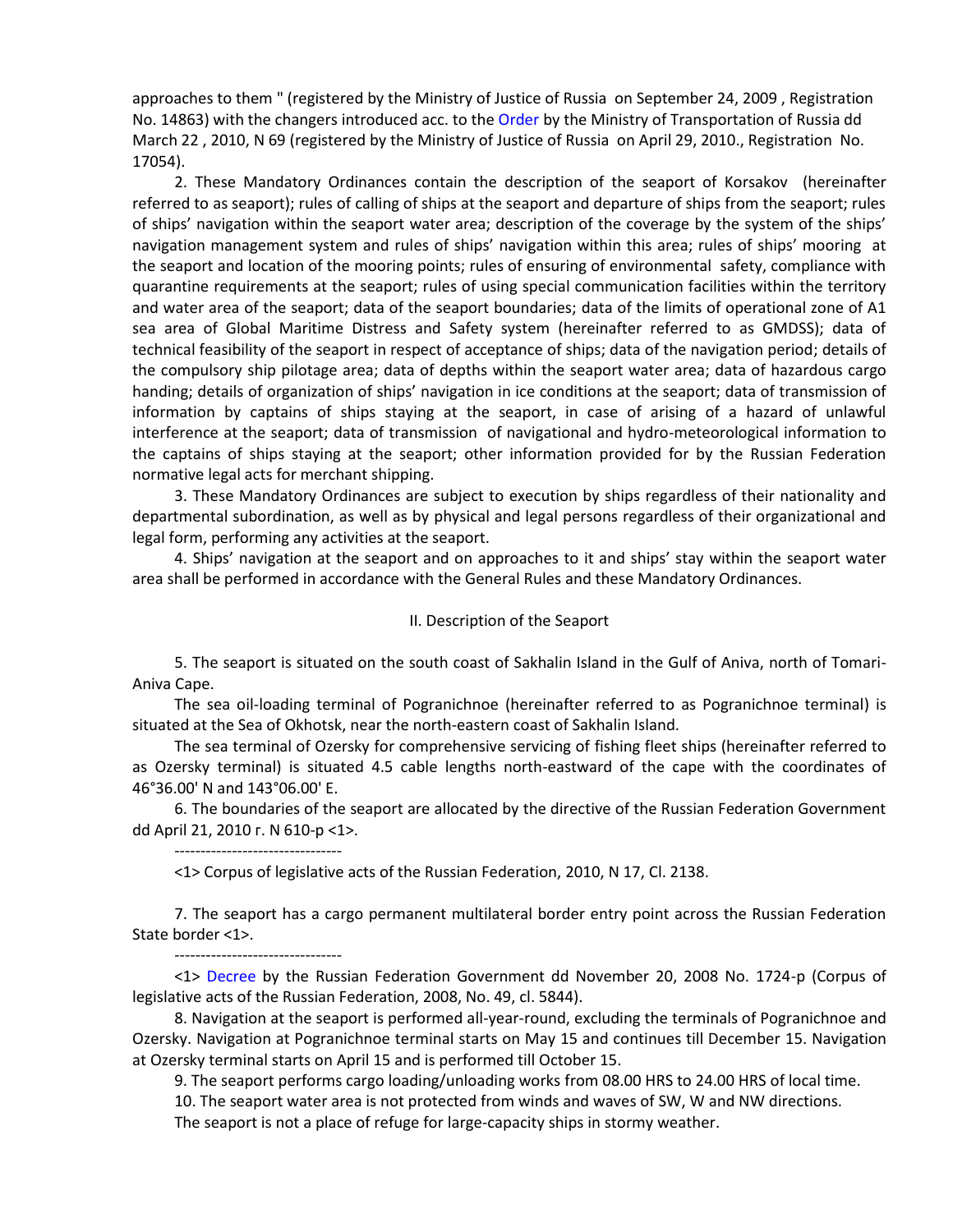approaches to them " (registered by the Ministry of Justice of Russia on September 24, 2009 , Registration No. 14863) with the changers introduced acc. to the Order by the Ministry of Transportation of Russia dd March 22 , 2010, N 69 (registered by the Ministry of Justice of Russia on April 29, 2010., Registration No. 17054).

2. These Mandatory Ordinances contain the description of the seaport of Korsakov (hereinafter referred to as seaport); rules of calling of ships at the seaport and departure of ships from the seaport; rules of ships' navigation within the seaport water area; description of the coverage by the system of the ships' navigation management system and rules of ships' navigation within this area; rules of ships' mooring at the seaport and location of the mooring points; rules of ensuring of environmental safety, compliance with quarantine requirements at the seaport; rules of using special communication facilities within the territory and water area of the seaport; data of the seaport boundaries; data of the limits of operational zone of A1 sea area of Global Maritime Distress and Safety system (hereinafter referred to as GMDSS); data of technical feasibility of the seaport in respect of acceptance of ships; data of the navigation period; details of the compulsory ship pilotage area; data of depths within the seaport water area; data of hazardous cargo handing; details of organization of ships' navigation in ice conditions at the seaport; data of transmission of information by captains of ships staying at the seaport, in case of arising of a hazard of unlawful interference at the seaport; data of transmission of navigational and hydro-meteorological information to the captains of ships staying at the seaport; other information provided for by the Russian Federation normative legal acts for merchant shipping.

3. These Mandatory Ordinances are subject to execution by ships regardless of their nationality and departmental subordination, as well as by physical and legal persons regardless of their organizational and legal form, performing any activities at the seaport.

4. Ships' navigation at the seaport and on approaches to it and ships' stay within the seaport water area shall be performed in accordance with the General Rules and these Mandatory Ordinances.

## II. Description of the Seaport

5. The seaport is situated on the south coast of Sakhalin Island in the Gulf of Aniva, north of Tomari-Aniva Cape.

The sea oil-loading terminal of Pogranichnoe (hereinafter referred to as Pogranichnoe terminal) is situated at the Sea of Okhotsk, near the north-eastern coast of Sakhalin Island.

The sea terminal of Ozersky for comprehensive servicing of fishing fleet ships (hereinafter referred to as Ozersky terminal) is situated 4.5 cable lengths north-eastward of the cape with the coordinates of 46°36.00' N and 143°06.00' E.

6. The boundaries of the seaport are allocated by the directive of the Russian Federation Government dd April 21, 2010 г. N 610-р <1>.

--------------------------------

<1> Corpus of legislative acts of the Russian Federation, 2010, N 17, Cl. 2138.

7. The seaport has a cargo permanent multilateral border entry point across the Russian Federation State border <1>.

--------------------------------

<1> Decree by the Russian Federation Government dd November 20, 2008 No. 1724-р (Corpus of legislative acts of the Russian Federation, 2008, No. 49, cl. 5844).

8. Navigation at the seaport is performed all-year-round, excluding the terminals of Pogranichnoe and Ozersky. Navigation at Pogranichnoe terminal starts on May 15 and continues till December 15. Navigation at Ozersky terminal starts on April 15 and is performed till October 15.

9. The seaport performs cargo loading/unloading works from 08.00 HRS to 24.00 HRS of local time.

10. The seaport water area is not protected from winds and waves of SW, W and NW directions.

The seaport is not a place of refuge for large-capacity ships in stormy weather.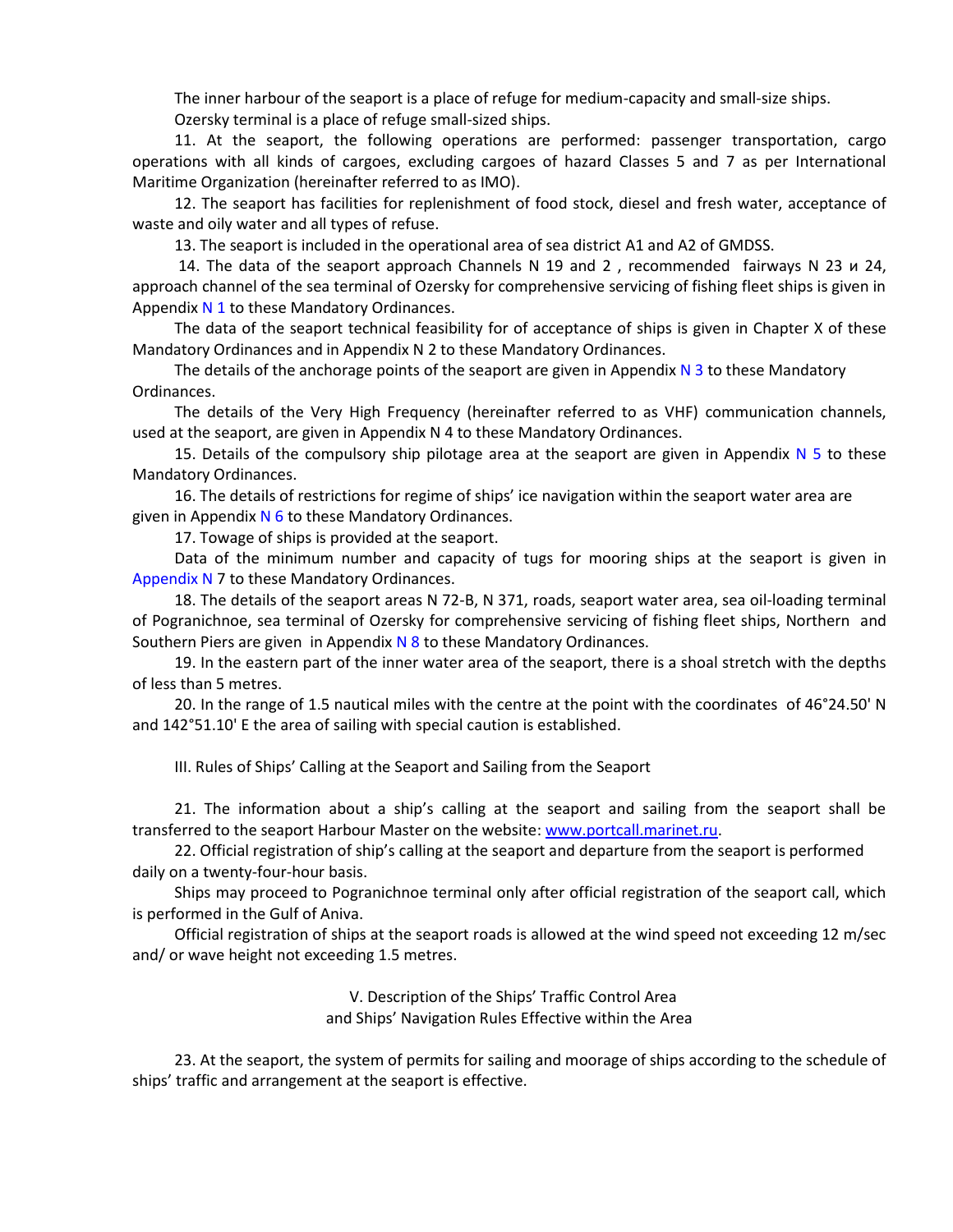The inner harbour of the seaport is a place of refuge for medium-capacity and small-size ships.

Ozersky terminal is a place of refuge small-sized ships.

11. At the seaport, the following operations are performed: passenger transportation, cargo operations with all kinds of cargoes, excluding cargoes of hazard Classes 5 and 7 as per International Maritime Organization (hereinafter referred to as IMO).

12. The seaport has facilities for replenishment of food stock, diesel and fresh water, acceptance of waste and oily water and all types of refuse.

13. The seaport is included in the operational area of sea district A1 and A2 of GMDSS.

14. The data of the seaport approach Channels N 19 and 2 , recommended fairways N 23 и 24, approach channel of the sea terminal of Ozersky for comprehensive servicing of fishing fleet ships is given in Appendix N 1 to these Mandatory Ordinances.

The data of the seaport technical feasibility for of acceptance of ships is given in Chapter X of these Mandatory Ordinances and in Appendix N 2 to these Mandatory Ordinances.

The details of the anchorage points of the seaport are given in Appendix N 3 to these Mandatory Ordinances.

The details of the Very High Frequency (hereinafter referred to as VHF) communication channels, used at the seaport, are given in Appendix N 4 to these Mandatory Ordinances.

15. Details of the compulsory ship pilotage area at the seaport are given in Appendix N 5 to these Mandatory Ordinances.

16. The details of restrictions for regime of ships' ice navigation within the seaport water area are given in Appendix N 6 to these Mandatory Ordinances.

17. Towage of ships is provided at the seaport.

Data of the minimum number and capacity of tugs for mooring ships at the seaport is given in Appendix N 7 to these Mandatory Ordinances.

18. The details of the seaport areas N 72-B, N 371, roads, seaport water area, sea oil-loading terminal of Pogranichnoe, sea terminal of Ozersky for comprehensive servicing of fishing fleet ships, Northern and Southern Piers are given in Appendix N 8 to these Mandatory Ordinances.

19. In the eastern part of the inner water area of the seaport, there is a shoal stretch with the depths of less than 5 metres.

20. In the range of 1.5 nautical miles with the centre at the point with the coordinates of 46°24.50' N and 142°51.10' E the area of sailing with special caution is established.

## III. Rules of Ships' Calling at the Seaport and Sailing from the Seaport

21. The information about a ship's calling at the seaport and sailing from the seaport shall be transferred to the seaport Harbour Master on the website: www.portcall.marinet.ru.

22. Official registration of ship's calling at the seaport and departure from the seaport is performed daily on a twenty-four-hour basis.

Ships may proceed to Pogranichnoe terminal only after official registration of the seaport call, which is performed in the Gulf of Aniva.

Official registration of ships at the seaport roads is allowed at the wind speed not exceeding 12 m/sec and/ or wave height not exceeding 1.5 metres.

## V. Description of the Ships' Traffic Control Area and Ships' Navigation Rules Effective within the Area

23. At the seaport, the system of permits for sailing and moorage of ships according to the schedule of ships' traffic and arrangement at the seaport is effective.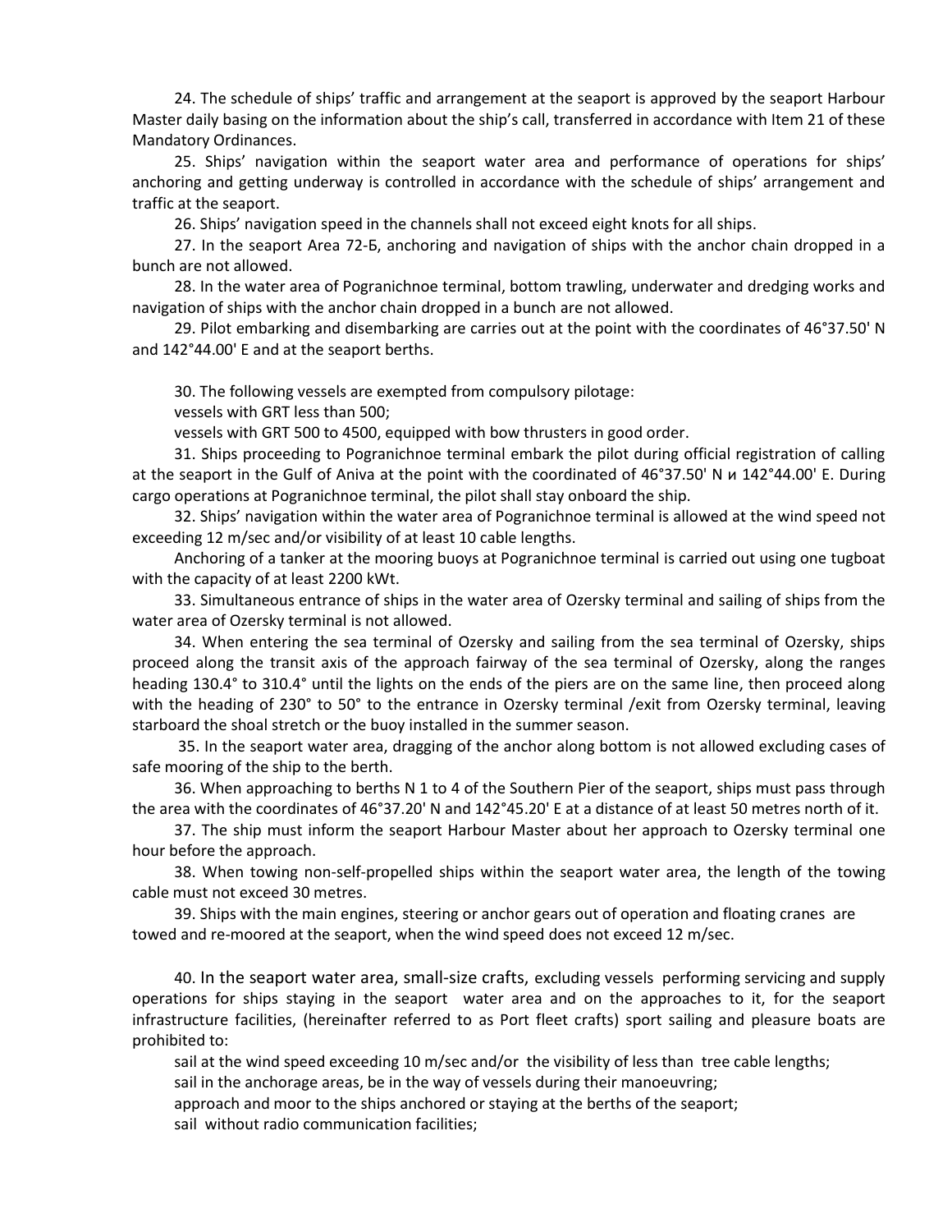24. The schedule of ships' traffic and arrangement at the seaport is approved by the seaport Harbour Master daily basing on the information about the ship's call, transferred in accordance with Item 21 of these Mandatory Ordinances.

25. Ships' navigation within the seaport water area and performance of operations for ships' anchoring and getting underway is controlled in accordance with the schedule of ships' arrangement and traffic at the seaport.

26. Ships' navigation speed in the channels shall not exceed eight knots for all ships.

27. In the seaport Area 72-Б, anchoring and navigation of ships with the anchor chain dropped in a bunch are not allowed.

28. In the water area of Pogranichnoe terminal, bottom trawling, underwater and dredging works and navigation of ships with the anchor chain dropped in a bunch are not allowed.

29. Pilot embarking and disembarking are carries out at the point with the coordinates of 46°37.50' N and 142°44.00' E and at the seaport berths.

30. The following vessels are exempted from compulsory pilotage:

vessels with GRT less than 500;

vessels with GRT 500 to 4500, equipped with bow thrusters in good order.

31. Ships proceeding to Pogranichnoe terminal embark the pilot during official registration of calling at the seaport in the Gulf of Aniva at the point with the coordinated of 46°37.50' N и 142°44.00' E. During cargo operations at Pogranichnoe terminal, the pilot shall stay onboard the ship.

32. Ships' navigation within the water area of Pogranichnoe terminal is allowed at the wind speed not exceeding 12 m/sec and/or visibility of at least 10 cable lengths.

Anchoring of a tanker at the mooring buoys at Pogranichnoe terminal is carried out using one tugboat with the capacity of at least 2200 kWt.

33. Simultaneous entrance of ships in the water area of Ozersky terminal and sailing of ships from the water area of Ozersky terminal is not allowed.

34. When entering the sea terminal of Ozersky and sailing from the sea terminal of Ozersky, ships proceed along the transit axis of the approach fairway of the sea terminal of Ozersky, along the ranges heading 130.4° to 310.4° until the lights on the ends of the piers are on the same line, then proceed along with the heading of 230° to 50° to the entrance in Ozersky terminal /exit from Ozersky terminal, leaving starboard the shoal stretch or the buoy installed in the summer season.

35. In the seaport water area, dragging of the anchor along bottom is not allowed excluding cases of safe mooring of the ship to the berth.

36. When approaching to berths N 1 to 4 of the Southern Pier of the seaport, ships must pass through the area with the coordinates of 46°37.20' N and 142°45.20' E at a distance of at least 50 metres north of it.

37. The ship must inform the seaport Harbour Master about her approach to Ozersky terminal one hour before the approach.

38. When towing non-self-propelled ships within the seaport water area, the length of the towing cable must not exceed 30 metres.

39. Ships with the main engines, steering or anchor gears out of operation and floating cranes are towed and re-moored at the seaport, when the wind speed does not exceed 12 m/sec.

40. In the seaport water area, small-size crafts, excluding vessels performing servicing and supply operations for ships staying in the seaport water area and on the approaches to it, for the seaport infrastructure facilities, (hereinafter referred to as Port fleet crafts) sport sailing and pleasure boats are prohibited to:

sail at the wind speed exceeding 10 m/sec and/or the visibility of less than tree cable lengths;

sail in the anchorage areas, be in the way of vessels during their manoeuvring;

approach and moor to the ships anchored or staying at the berths of the seaport;

sail without radio communication facilities;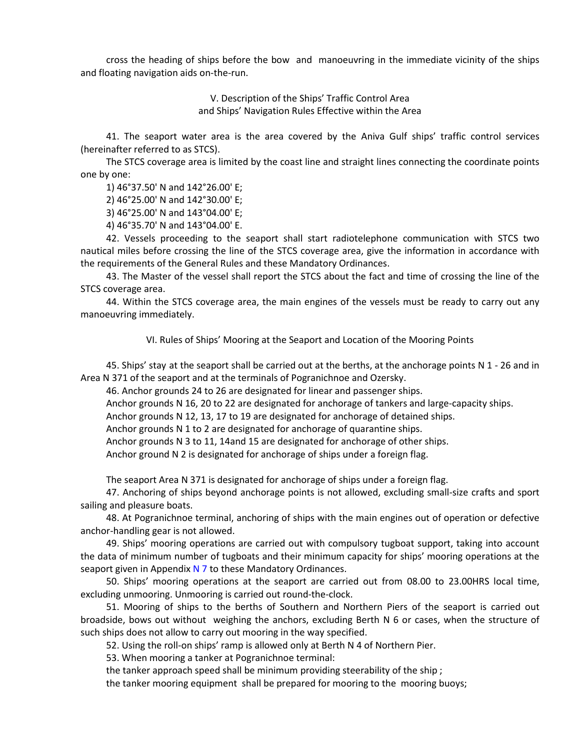cross the heading of ships before the bow and manoeuvring in the immediate vicinity of the ships and floating navigation aids on-the-run.

## V. Description of the Ships' Traffic Control Area and Ships' Navigation Rules Effective within the Area

41. The seaport water area is the area covered by the Aniva Gulf ships' traffic control services (hereinafter referred to as STCS).

The STCS coverage area is limited by the coast line and straight lines connecting the coordinate points one by one:

1) 46°37.50' N and 142°26.00' E;

2) 46°25.00' N and 142°30.00' E;

3) 46°25.00' N and 143°04.00' E;

4) 46°35.70' N and 143°04.00' E.

42. Vessels proceeding to the seaport shall start radiotelephone communication with STCS two nautical miles before crossing the line of the STCS coverage area, give the information in accordance with the requirements of the General Rules and these Mandatory Ordinances.

43. The Master of the vessel shall report the STCS about the fact and time of crossing the line of the STCS coverage area.

44. Within the STCS coverage area, the main engines of the vessels must be ready to carry out any manoeuvring immediately.

## VI. Rules of Ships' Mooring at the Seaport and Location of the Mooring Points

45. Ships' stay at the seaport shall be carried out at the berths, at the anchorage points N 1 - 26 and in Area N 371 of the seaport and at the terminals of Pogranichnoe and Ozersky.

46. Anchor grounds 24 to 26 are designated for linear and passenger ships.

Anchor grounds N 16, 20 to 22 are designated for anchorage of tankers and large-capacity ships.

Anchor grounds N 12, 13, 17 to 19 are designated for anchorage of detained ships.

Anchor grounds N 1 to 2 are designated for anchorage of quarantine ships.

Anchor grounds N 3 to 11, 14and 15 are designated for anchorage of other ships.

Anchor ground N 2 is designated for anchorage of ships under a foreign flag.

The seaport Area N 371 is designated for anchorage of ships under a foreign flag.

47. Anchoring of ships beyond anchorage points is not allowed, excluding small-size crafts and sport sailing and pleasure boats.

48. At Pogranichnoe terminal, anchoring of ships with the main engines out of operation or defective anchor-handling gear is not allowed.

49. Ships' mooring operations are carried out with compulsory tugboat support, taking into account the data of minimum number of tugboats and their minimum capacity for ships' mooring operations at the seaport given in Appendix N 7 to these Mandatory Ordinances.

50. Ships' mooring operations at the seaport are carried out from 08.00 to 23.00HRS local time, excluding unmooring. Unmooring is carried out round-the-clock.

51. Mooring of ships to the berths of Southern and Northern Piers of the seaport is carried out broadside, bows out without weighing the anchors, excluding Berth N 6 or cases, when the structure of such ships does not allow to carry out mooring in the way specified.

52. Using the roll-on ships' ramp is allowed only at Berth N 4 of Northern Pier.

53. When mooring a tanker at Pogranichnoe terminal:

the tanker approach speed shall be minimum providing steerability of the ship ;

the tanker mooring equipment shall be prepared for mooring to the mooring buoys;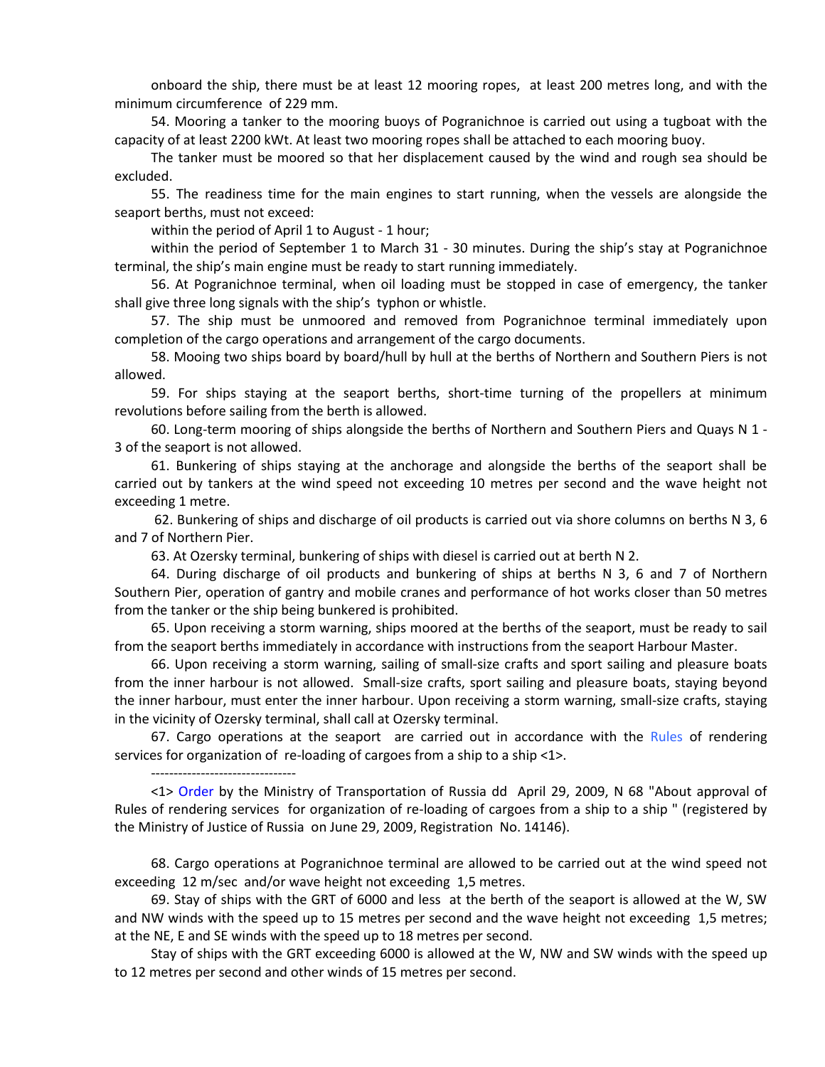onboard the ship, there must be at least 12 mooring ropes, at least 200 metres long, and with the minimum circumference of 229 mm.

54. Mooring a tanker to the mooring buoys of Pogranichnoe is carried out using a tugboat with the capacity of at least 2200 kWt. At least two mooring ropes shall be attached to each mooring buoy.

The tanker must be moored so that her displacement caused by the wind and rough sea should be excluded.

55. The readiness time for the main engines to start running, when the vessels are alongside the seaport berths, must not exceed:

within the period of April 1 to August - 1 hour;

within the period of September 1 to March 31 - 30 minutes. During the ship's stay at Pogranichnoe terminal, the ship's main engine must be ready to start running immediately.

56. At Pogranichnoe terminal, when oil loading must be stopped in case of emergency, the tanker shall give three long signals with the ship's typhon or whistle.

57. The ship must be unmoored and removed from Pogranichnoe terminal immediately upon completion of the cargo operations and arrangement of the cargo documents.

58. Mooing two ships board by board/hull by hull at the berths of Northern and Southern Piers is not allowed.

59. For ships staying at the seaport berths, short-time turning of the propellers at minimum revolutions before sailing from the berth is allowed.

60. Long-term mooring of ships alongside the berths of Northern and Southern Piers and Quays N 1 - 3 of the seaport is not allowed.

61. Bunkering of ships staying at the anchorage and alongside the berths of the seaport shall be carried out by tankers at the wind speed not exceeding 10 metres per second and the wave height not exceeding 1 metre.

62. Bunkering of ships and discharge of oil products is carried out via shore columns on berths N 3, 6 and 7 of Northern Pier.

63. At Ozersky terminal, bunkering of ships with diesel is carried out at berth N 2.

64. During discharge of oil products and bunkering of ships at berths N 3, 6 and 7 of Northern Southern Pier, operation of gantry and mobile cranes and performance of hot works closer than 50 metres from the tanker or the ship being bunkered is prohibited.

65. Upon receiving a storm warning, ships moored at the berths of the seaport, must be ready to sail from the seaport berths immediately in accordance with instructions from the seaport Harbour Master.

66. Upon receiving a storm warning, sailing of small-size crafts and sport sailing and pleasure boats from the inner harbour is not allowed. Small-size crafts, sport sailing and pleasure boats, staying beyond the inner harbour, must enter the inner harbour. Upon receiving a storm warning, small-size crafts, staying in the vicinity of Ozersky terminal, shall call at Ozersky terminal.

67. Cargo operations at the seaport are carried out in accordance with the Rules of rendering services for organization of re-loading of cargoes from a ship to a ship <1>.

--------------------------------

<1> Order by the Ministry of Transportation of Russia dd April 29, 2009, N 68 "About approval of Rules of rendering services for organization of re-loading of cargoes from a ship to a ship " (registered by the Ministry of Justice of Russia on June 29, 2009, Registration No. 14146).

68. Cargo operations at Pogranichnoe terminal are allowed to be carried out at the wind speed not exceeding 12 m/sec and/or wave height not exceeding 1,5 metres.

69. Stay of ships with the GRT of 6000 and less at the berth of the seaport is allowed at the W, SW and NW winds with the speed up to 15 metres per second and the wave height not exceeding 1,5 metres; at the NE, E and SE winds with the speed up to 18 metres per second.

Stay of ships with the GRT exceeding 6000 is allowed at the W, NW and SW winds with the speed up to 12 metres per second and other winds of 15 metres per second.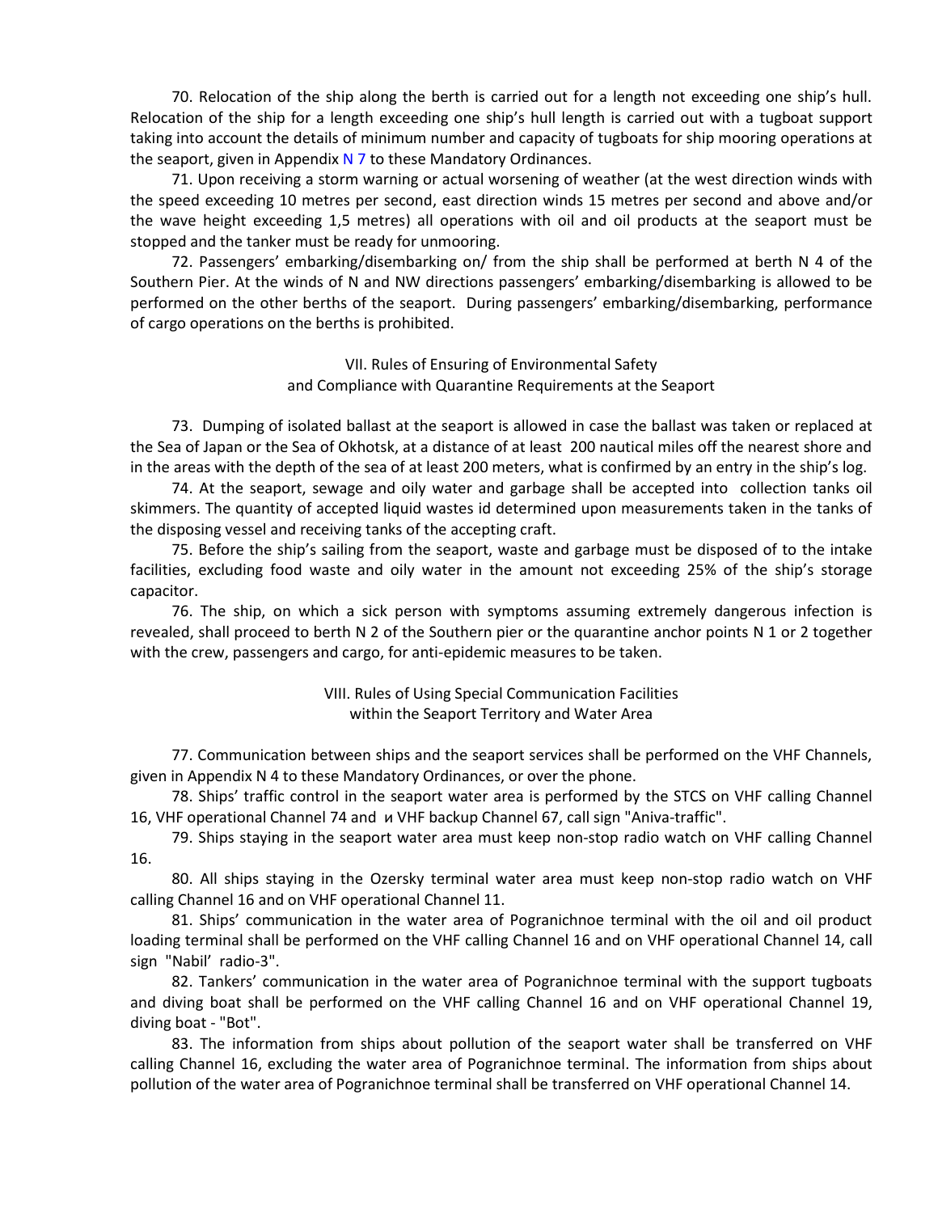70. Relocation of the ship along the berth is carried out for a length not exceeding one ship's hull. Relocation of the ship for a length exceeding one ship's hull length is carried out with a tugboat support taking into account the details of minimum number and capacity of tugboats for ship mooring operations at the seaport, given in Appendix N 7 to these Mandatory Ordinances.

71. Upon receiving a storm warning or actual worsening of weather (at the west direction winds with the speed exceeding 10 metres per second, east direction winds 15 metres per second and above and/or the wave height exceeding 1,5 metres) all operations with oil and oil products at the seaport must be stopped and the tanker must be ready for unmooring.

72. Passengers' embarking/disembarking on/ from the ship shall be performed at berth N 4 of the Southern Pier. At the winds of N and NW directions passengers' embarking/disembarking is allowed to be performed on the other berths of the seaport. During passengers' embarking/disembarking, performance of cargo operations on the berths is prohibited.

## VII. Rules of Ensuring of Environmental Safety and Compliance with Quarantine Requirements at the Seaport

73. Dumping of isolated ballast at the seaport is allowed in case the ballast was taken or replaced at the Sea of Japan or the Sea of Okhotsk, at a distance of at least 200 nautical miles off the nearest shore and in the areas with the depth of the sea of at least 200 meters, what is confirmed by an entry in the ship's log.

74. At the seaport, sewage and oily water and garbage shall be accepted into collection tanks oil skimmers. The quantity of accepted liquid wastes id determined upon measurements taken in the tanks of the disposing vessel and receiving tanks of the accepting craft.

75. Before the ship's sailing from the seaport, waste and garbage must be disposed of to the intake facilities, excluding food waste and oily water in the amount not exceeding 25% of the ship's storage capacitor.

76. The ship, on which a sick person with symptoms assuming extremely dangerous infection is revealed, shall proceed to berth N 2 of the Southern pier or the quarantine anchor points N 1 or 2 together with the crew, passengers and cargo, for anti-epidemic measures to be taken.

## VIII. Rules of Using Special Communication Facilities within the Seaport Territory and Water Area

77. Communication between ships and the seaport services shall be performed on the VHF Channels, given in Appendix N 4 to these Mandatory Ordinances, or over the phone.

78. Ships' traffic control in the seaport water area is performed by the STCS on VHF calling Channel 16, VHF operational Channel 74 and и VHF backup Channel 67, call sign "Aniva-traffic".

79. Ships staying in the seaport water area must keep non-stop radio watch on VHF calling Channel 16.

80. All ships staying in the Ozersky terminal water area must keep non-stop radio watch on VHF calling Channel 16 and on VHF operational Channel 11.

81. Ships' communication in the water area of Pogranichnoe terminal with the oil and oil product loading terminal shall be performed on the VHF calling Channel 16 and on VHF operational Channel 14, call sign "Nabil' radio-3".

82. Tankers' communication in the water area of Pogranichnoe terminal with the support tugboats and diving boat shall be performed on the VHF calling Channel 16 and on VHF operational Channel 19, diving boat - "Bot".

83. The information from ships about pollution of the seaport water shall be transferred on VHF calling Channel 16, excluding the water area of Pogranichnoe terminal. The information from ships about pollution of the water area of Pogranichnoe terminal shall be transferred on VHF operational Channel 14.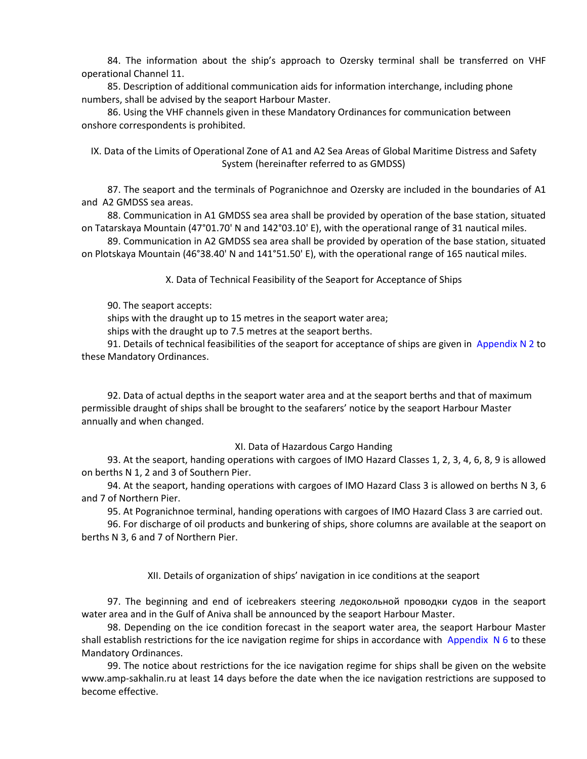84. The information about the ship's approach to Ozersky terminal shall be transferred on VHF operational Channel 11.

85. Description of additional communication aids for information interchange, including phone numbers, shall be advised by the seaport Harbour Master.

86. Using the VHF channels given in these Mandatory Ordinances for communication between onshore correspondents is prohibited.

## IX. Data of the Limits of Operational Zone of A1 and A2 Sea Areas of Global Maritime Distress and Safety System (hereinafter referred to as GMDSS)

87. The seaport and the terminals of Pogranichnoe and Ozersky are included in the boundaries of A1 and A2 GMDSS sea areas.

88. Communication in A1 GMDSS sea area shall be provided by operation of the base station, situated on Tatarskaya Mountain (47°01.70' N and 142°03.10' E), with the operational range of 31 nautical miles.

89. Communication in A2 GMDSS sea area shall be provided by operation of the base station, situated on Plotskaya Mountain (46°38.40' N and 141°51.50' E), with the operational range of 165 nautical miles.

## X. Data of Technical Feasibility of the Seaport for Acceptance of Ships

90. The seaport accepts:

ships with the draught up to 15 metres in the seaport water area;

ships with the draught up to 7.5 metres at the seaport berths.

91. Details of technical feasibilities of the seaport for acceptance of ships are given in Appendix N 2 to these Mandatory Ordinances.

92. Data of actual depths in the seaport water area and at the seaport berths and that of maximum permissible draught of ships shall be brought to the seafarers' notice by the seaport Harbour Master annually and when changed.

## XI. Data of Hazardous Cargo Handing

93. At the seaport, handing operations with cargoes of IMO Hazard Classes 1, 2, 3, 4, 6, 8, 9 is allowed on berths N 1, 2 and 3 of Southern Pier.

94. At the seaport, handing operations with cargoes of IMO Hazard Class 3 is allowed on berths N 3, 6 and 7 of Northern Pier.

95. At Pogranichnoe terminal, handing operations with cargoes of IMO Hazard Class 3 are carried out.

96. For discharge of oil products and bunkering of ships, shore columns are available at the seaport on berths N 3, 6 and 7 of Northern Pier.

## XII. Details of organization of ships' navigation in ice conditions at the seaport

97. The beginning and end of icebreakers steering ледокольной проводки судов in the seaport water area and in the Gulf of Aniva shall be announced by the seaport Harbour Master.

98. Depending on the ice condition forecast in the seaport water area, the seaport Harbour Master shall establish restrictions for the ice navigation regime for ships in accordance with Appendix N 6 to these Mandatory Ordinances.

99. The notice about restrictions for the ice navigation regime for ships shall be given on the website www.amp-sakhalin.ru at least 14 days before the date when the ice navigation restrictions are supposed to become effective.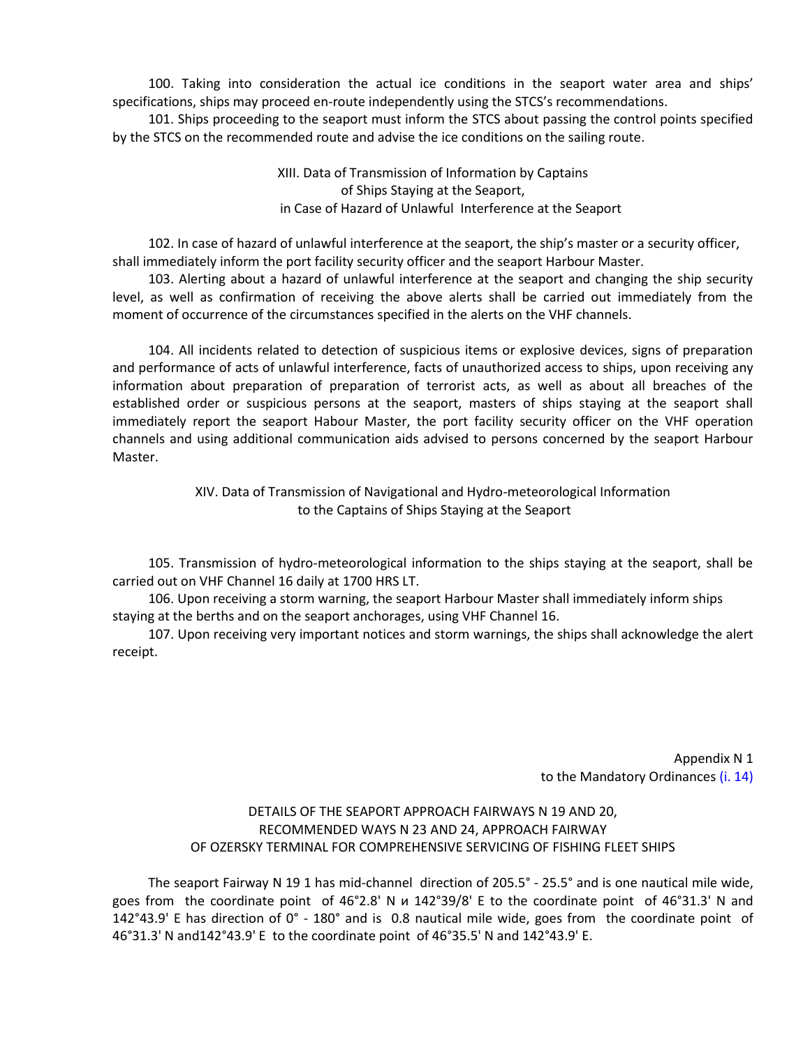100. Taking into consideration the actual ice conditions in the seaport water area and ships' specifications, ships may proceed en-route independently using the STCS's recommendations.

101. Ships proceeding to the seaport must inform the STCS about passing the control points specified by the STCS on the recommended route and advise the ice conditions on the sailing route.

## XIII. Data of Transmission of Information by Captains of Ships Staying at the Seaport, in Case of Hazard of Unlawful Interference at the Seaport

102. In case of hazard of unlawful interference at the seaport, the ship's master or a security officer, shall immediately inform the port facility security officer and the seaport Harbour Master.

103. Alerting about a hazard of unlawful interference at the seaport and changing the ship security level, as well as confirmation of receiving the above alerts shall be carried out immediately from the moment of occurrence of the circumstances specified in the alerts on the VHF channels.

104. All incidents related to detection of suspicious items or explosive devices, signs of preparation and performance of acts of unlawful interference, facts of unauthorized access to ships, upon receiving any information about preparation of preparation of terrorist acts, as well as about all breaches of the established order or suspicious persons at the seaport, masters of ships staying at the seaport shall immediately report the seaport Habour Master, the port facility security officer on the VHF operation channels and using additional communication aids advised to persons concerned by the seaport Harbour Master.

## XIV. Data of Transmission of Navigational and Hydro-meteorological Information to the Captains of Ships Staying at the Seaport

105. Transmission of hydro-meteorological information to the ships staying at the seaport, shall be carried out on VHF Channel 16 daily at 1700 HRS LT.

106. Upon receiving a storm warning, the seaport Harbour Master shall immediately inform ships staying at the berths and on the seaport anchorages, using VHF Channel 16.

107. Upon receiving very important notices and storm warnings, the ships shall acknowledge the alert receipt.

Appendix N 1
to the Mandatory Ordinances (i. 14)

## DETAILS OF THE SEAPORT APPROACH FAIRWAYS N 19 AND 20, RECOMMENDED WAYS N 23 AND 24, APPROACH FAIRWAY OF OZERSKY TERMINAL FOR COMPREHENSIVE SERVICING OF FISHING FLEET SHIPS

The seaport Fairway N 19 1 has mid-channel direction of 205.5° - 25.5° and is one nautical mile wide, goes from the coordinate point of 46°2.8' N и 142°39/8' E to the coordinate point of 46°31.3' N and 142°43.9' E has direction of 0° - 180° and is 0.8 nautical mile wide, goes from the coordinate point of 46°31.3' N and142°43.9' E to the coordinate point of 46°35.5' N and 142°43.9' E.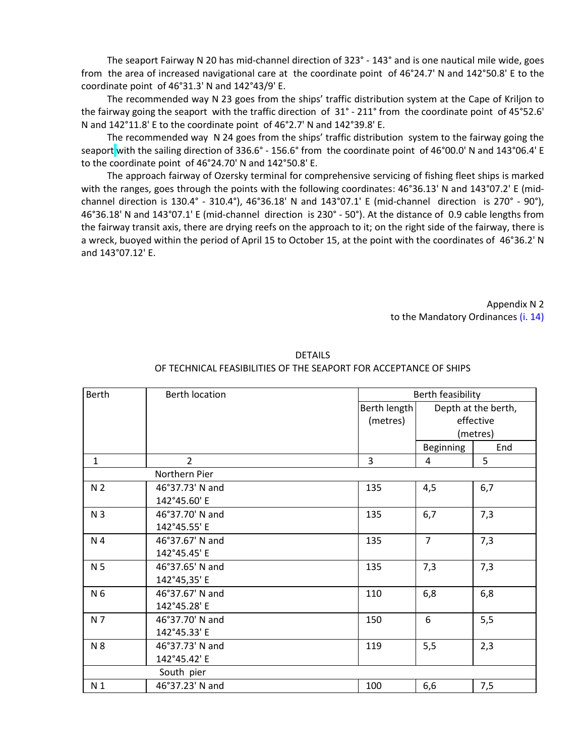The seaport Fairway N 20 has mid-channel direction of 323° - 143° and is one nautical mile wide, goes from the area of increased navigational care at the coordinate point of 46°24.7' N and 142°50.8' E to the coordinate point of 46°31.3' N and 142°43/9' E.

The recommended way N 23 goes from the ships' traffic distribution system at the Cape of Kriljon to the fairway going the seaport with the traffic direction of 31° - 211° from the coordinate point of 45°52.6' N and 142°11.8' E to the coordinate point of 46°2.7' N and 142°39.8' E.

The recommended way N 24 goes from the ships' traffic distribution system to the fairway going the seaport with the sailing direction of 336.6° - 156.6° from the coordinate point of 46°00.0' N and 143°06.4' E to the coordinate point of 46°24.70' N and 142°50.8' E.

The approach fairway of Ozersky terminal for comprehensive servicing of fishing fleet ships is marked with the ranges, goes through the points with the following coordinates: 46°36.13' N and 143°07.2' E (mid-channel direction is 130.4° - 310.4°), 46°36.18' N and 143°07.1' E (mid-channel direction is 270° - 90°), 46°36.18' N and 143°07.1' E (mid-channel direction is 230° - 50°). At the distance of 0.9 cable lengths from the fairway transit axis, there are drying reefs on the approach to it; on the right side of the fairway, there is a wreck, buoyed within the period of April 15 to October 15, at the point with the coordinates of 46°36.2' N and 143°07.12' E.

Appendix N 2
to the Mandatory Ordinances (i. 14)

DETAILS
OF TECHNICAL FEASIBILITIES OF THE SEAPORT FOR ACCEPTANCE OF SHIPS

| Berth | Berth location | Berth feasibility | | |
|---|---|---|---|---|
| | | Berth length (metres) | Depth at the berth, effective (metres) | |
| | | | Beginning | End |
| 1 | 2 | 3 | 4 | 5 |
| Northern Pier | | | | |
| N 2 | 46°37.73' N and 142°45.60' E | 135 | 4,5 | 6,7 |
| N 3 | 46°37.70' N and 142°45.55' E | 135 | 6,7 | 7,3 |
| N 4 | 46°37.67' N and 142°45.45' E | 135 | 7 | 7,3 |
| N 5 | 46°37.65' N and 142°45,35' E | 135 | 7,3 | 7,3 |
| N 6 | 46°37.67' N and 142°45.28' E | 110 | 6,8 | 6,8 |
| N 7 | 46°37.70' N and 142°45.33' E | 150 | 6 | 5,5 |
| N 8 | 46°37.73' N and 142°45.42' E | 119 | 5,5 | 2,3 |
| South pier | | | | |
| N 1 | 46°37.23' N and | 100 | 6,6 | 7,5 |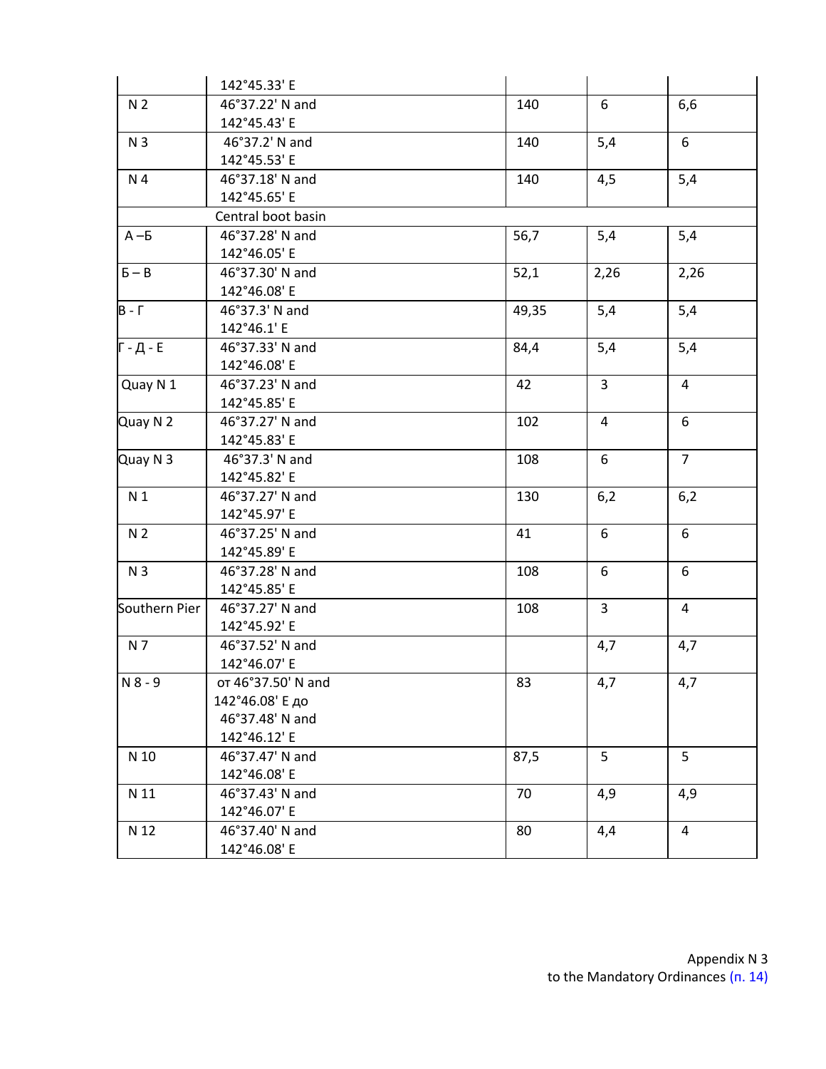| | | | | |
|---|---|---|---|---|
| | 142°45.33' E | | | |
| N 2 | 46°37.22' N and 142°45.43' E | 140 | 6 | 6,6 |
| N 3 | 46°37.2' N and 142°45.53' E | 140 | 5,4 | 6 |
| N 4 | 46°37.18' N and 142°45.65' E | 140 | 4,5 | 5,4 |
| Central boot basin | | | | |
| А –Б | 46°37.28' N and 142°46.05' E | 56,7 | 5,4 | 5,4 |
| Б – В | 46°37.30' N and 142°46.08' E | 52,1 | 2,26 | 2,26 |
| В - Г | 46°37.3' N and 142°46.1' E | 49,35 | 5,4 | 5,4 |
| Г - Д - Е | 46°37.33' N and 142°46.08' E | 84,4 | 5,4 | 5,4 |
| Quay N 1 | 46°37.23' N and 142°45.85' E | 42 | 3 | 4 |
| Quay N 2 | 46°37.27' N and 142°45.83' E | 102 | 4 | 6 |
| Quay N 3 | 46°37.3' N and 142°45.82' E | 108 | 6 | 7 |
| N 1 | 46°37.27' N and 142°45.97' E | 130 | 6,2 | 6,2 |
| N 2 | 46°37.25' N and 142°45.89' E | 41 | 6 | 6 |
| N 3 | 46°37.28' N and 142°45.85' E | 108 | 6 | 6 |
| Southern Pier | 46°37.27' N and 142°45.92' E | 108 | 3 | 4 |
| N 7 | 46°37.52' N and 142°46.07' E | | 4,7 | 4,7 |
| N 8 - 9 | от 46°37.50' N and 142°46.08' E до 46°37.48' N and 142°46.12' E | 83 | 4,7 | 4,7 |
| N 10 | 46°37.47' N and 142°46.08' E | 87,5 | 5 | 5 |
| N 11 | 46°37.43' N and 142°46.07' E | 70 | 4,9 | 4,9 |
| N 12 | 46°37.40' N and 142°46.08' E | 80 | 4,4 | 4 |

Appendix N 3
to the Mandatory Ordinances (п. 14)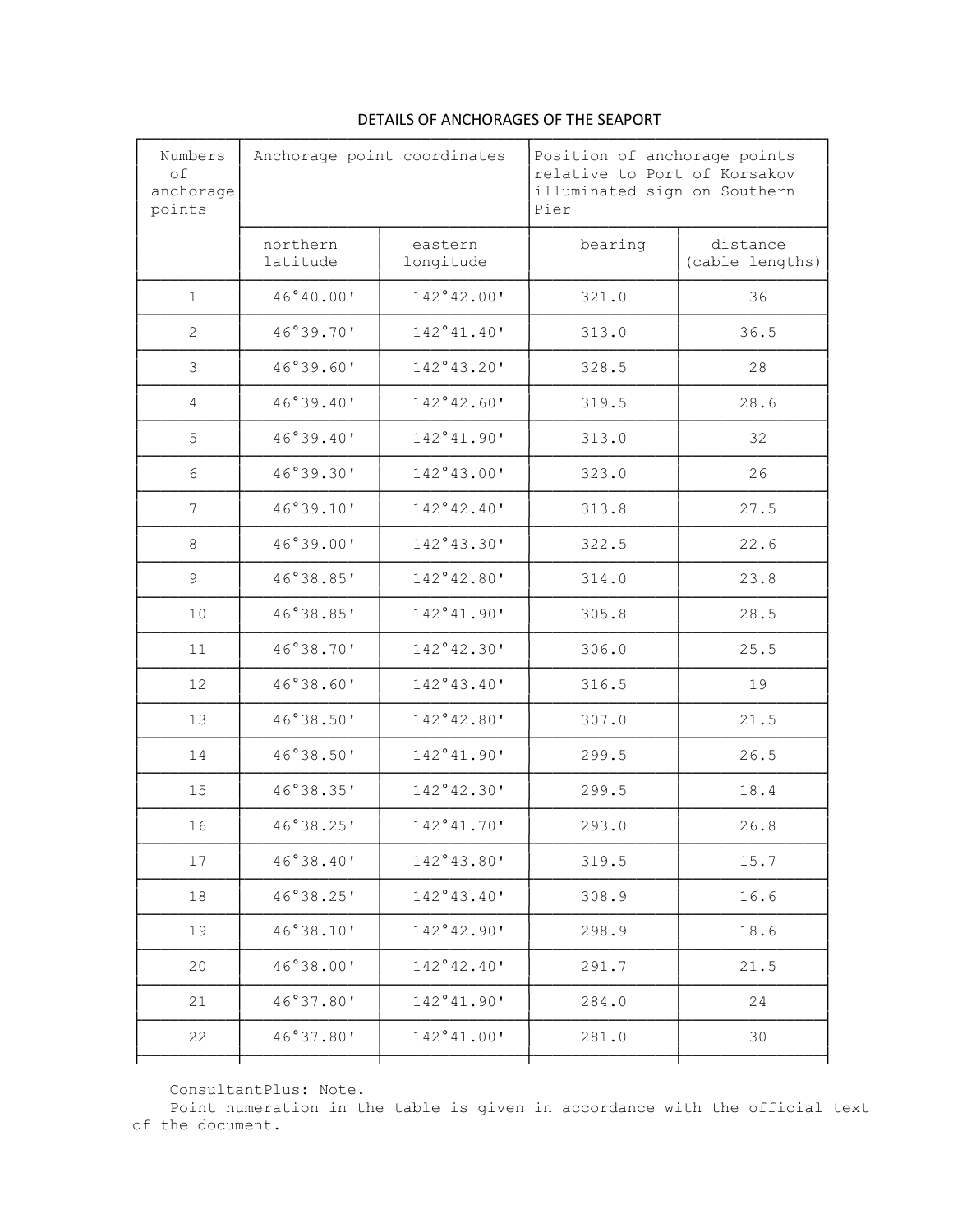## DETAILS OF ANCHORAGES OF THE SEAPORT

| Numbers of anchorage points | Anchorage point coordinates | | Position of anchorage points relative to Port of Korsakov illuminated sign on Southern Pier | |
|---|---|---|---|---|
| | northern latitude | eastern longitude | bearing | distance (cable lengths) |
| 1 | 46°40.00' | 142°42.00' | 321.0 | 36 |
| 2 | 46°39.70' | 142°41.40' | 313.0 | 36.5 |
| 3 | 46°39.60' | 142°43.20' | 328.5 | 28 |
| 4 | 46°39.40' | 142°42.60' | 319.5 | 28.6 |
| 5 | 46°39.40' | 142°41.90' | 313.0 | 32 |
| 6 | 46°39.30' | 142°43.00' | 323.0 | 26 |
| 7 | 46°39.10' | 142°42.40' | 313.8 | 27.5 |
| 8 | 46°39.00' | 142°43.30' | 322.5 | 22.6 |
| 9 | 46°38.85' | 142°42.80' | 314.0 | 23.8 |
| 10 | 46°38.85' | 142°41.90' | 305.8 | 28.5 |
| 11 | 46°38.70' | 142°42.30' | 306.0 | 25.5 |
| 12 | 46°38.60' | 142°43.40' | 316.5 | 19 |
| 13 | 46°38.50' | 142°42.80' | 307.0 | 21.5 |
| 14 | 46°38.50' | 142°41.90' | 299.5 | 26.5 |
| 15 | 46°38.35' | 142°42.30' | 299.5 | 18.4 |
| 16 | 46°38.25' | 142°41.70' | 293.0 | 26.8 |
| 17 | 46°38.40' | 142°43.80' | 319.5 | 15.7 |
| 18 | 46°38.25' | 142°43.40' | 308.9 | 16.6 |
| 19 | 46°38.10' | 142°42.90' | 298.9 | 18.6 |
| 20 | 46°38.00' | 142°42.40' | 291.7 | 21.5 |
| 21 | 46°37.80' | 142°41.90' | 284.0 | 24 |
| 22 | 46°37.80' | 142°41.00' | 281.0 | 30 |

ConsultantPlus: Note.
Point numeration in the table is given in accordance with the official text of the document.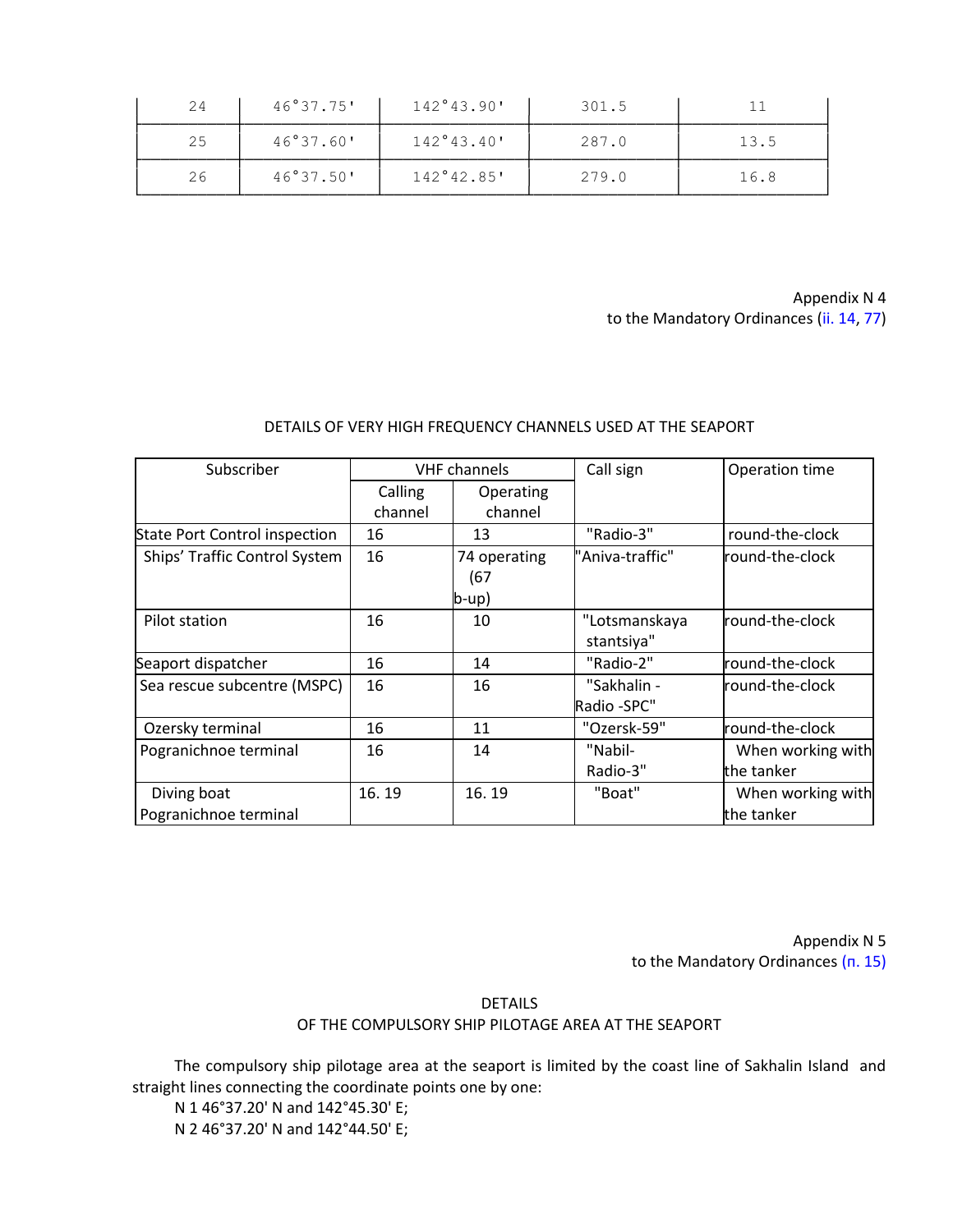| 24 | 46°37.75' | 142°43.90' | 301.5 | 11 |
|---|---|---|---|---|
| 25 | 46°37.60' | 142°43.40' | 287.0 | 13.5 |
| 26 | 46°37.50' | 142°42.85' | 279.0 | 16.8 |

Appendix N 4
to the Mandatory Ordinances (ii. 14, 77)

DETAILS OF VERY HIGH FREQUENCY CHANNELS USED AT THE SEAPORT

| Subscriber | VHF channels | | Call sign | Operation time |
|---|---|---|---|---|
| | Calling channel | Operating channel | | |
| State Port Control inspection | 16 | 13 | "Radio-3" | round-the-clock |
| Ships' Traffic Control System | 16 | 74 operating (67 b-up) | "Aniva-traffic" | round-the-clock |
| Pilot station | 16 | 10 | "Lotsmanskaya stantsiya" | round-the-clock |
| Seaport dispatcher | 16 | 14 | "Radio-2" | round-the-clock |
| Sea rescue subcentre (MSPC) | 16 | 16 | "Sakhalin - Radio -SPC" | round-the-clock |
| Ozersky terminal | 16 | 11 | "Ozersk-59" | round-the-clock |
| Pogranichnoe terminal | 16 | 14 | "Nabil-Radio-3" | When working with the tanker |
| Diving boat Pogranichnoe terminal | 16. 19 | 16. 19 | "Boat" | When working with the tanker |

Appendix N 5
to the Mandatory Ordinances (п. 15)

DETAILS
OF THE COMPULSORY SHIP PILOTAGE AREA AT THE SEAPORT

The compulsory ship pilotage area at the seaport is limited by the coast line of Sakhalin Island and straight lines connecting the coordinate points one by one:

N 1 46°37.20' N and 142°45.30' E;

N 2 46°37.20' N and 142°44.50' E;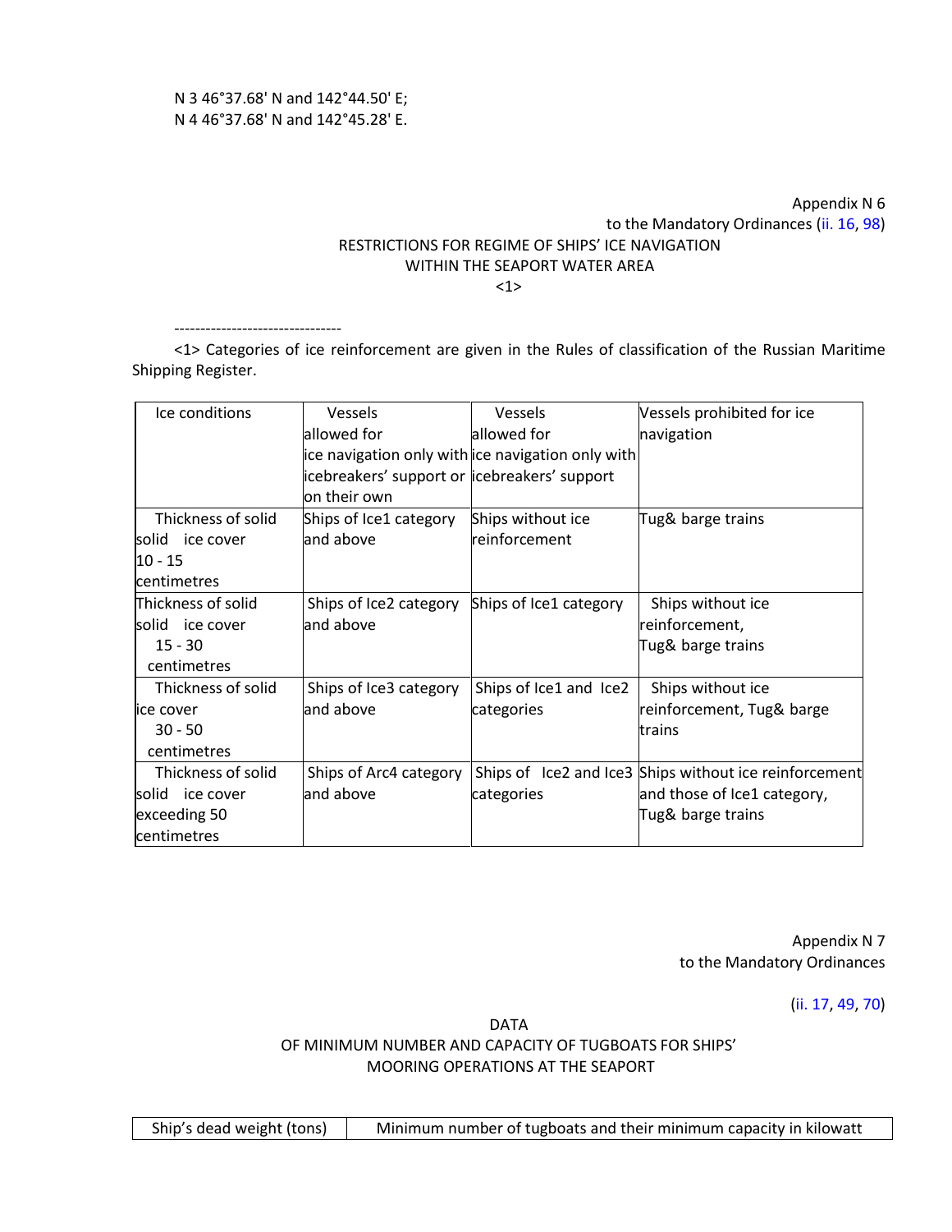N 3 46°37.68' N and 142°44.50' E;
N 4 46°37.68' N and 142°45.28' E.

Appendix N 6
to the Mandatory Ordinances (ii. 16, 98)

RESTRICTIONS FOR REGIME OF SHIPS' ICE NAVIGATION
WITHIN THE SEAPORT WATER AREA
<1>

--------------------------------

<1> Categories of ice reinforcement are given in the Rules of classification of the Russian Maritime Shipping Register.

| Ice conditions | Vessels allowed for ice navigation only with icebreakers' support or on their own | Vessels allowed for ice navigation only with icebreakers' support | Vessels prohibited for ice navigation |
|---|---|---|---|
| Thickness of solid solid ice cover 10 - 15 centimetres | Ships of Ice1 category and above | Ships without ice reinforcement | Tug& barge trains |
| Thickness of solid solid ice cover 15 - 30 centimetres | Ships of Ice2 category and above | Ships of Ice1 category | Ships without ice reinforcement, Tug& barge trains |
| Thickness of solid ice cover 30 - 50 centimetres | Ships of Ice3 category and above | Ships of Ice1 and Ice2 categories | Ships without ice reinforcement, Tug& barge trains |
| Thickness of solid solid ice cover exceeding 50 centimetres | Ships of Arc4 category and above | Ships of Ice2 and Ice3 categories | Ships without ice reinforcement and those of Ice1 category, Tug& barge trains |

Appendix N 7
to the Mandatory Ordinances

(ii. 17, 49, 70)

DATA
OF MINIMUM NUMBER AND CAPACITY OF TUGBOATS FOR SHIPS' MOORING OPERATIONS AT THE SEAPORT

| Ship's dead weight (tons) | Minimum number of tugboats and their minimum capacity in kilowatt |
|---|---|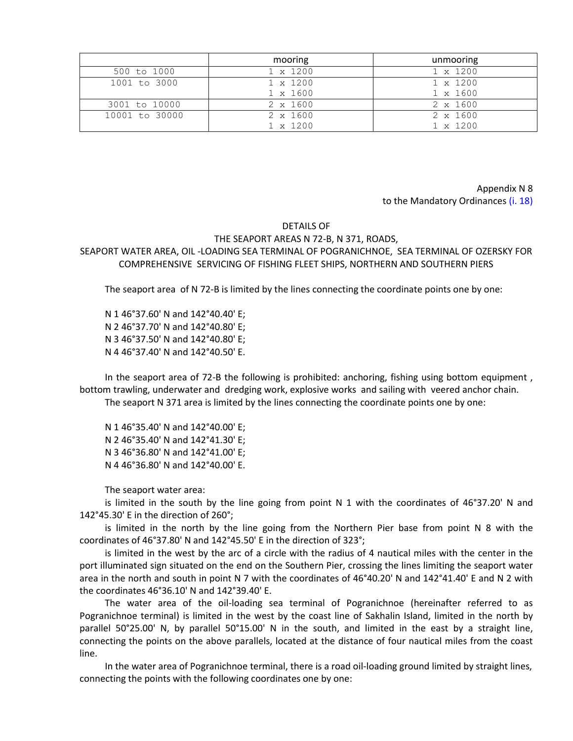| | mooring | unmooring |
|---|---|---|
| 500 to 1000 | 1 x 1200 | 1 x 1200 |
| 1001 to 3000 | 1 x 1200<br>1 x 1600 | 1 x 1200<br>1 x 1600 |
| 3001 to 10000 | 2 x 1600 | 2 x 1600 |
| 10001 to 30000 | 2 x 1600<br>1 x 1200 | 2 x 1600<br>1 x 1200 |

Appendix N 8
to the Mandatory Ordinances (i. 18)

DETAILS OF
THE SEAPORT AREAS N 72-B, N 371, ROADS,
SEAPORT WATER AREA, OIL -LOADING SEA TERMINAL OF POGRANICHNOE, SEA TERMINAL OF OZERSKY FOR COMPREHENSIVE SERVICING OF FISHING FLEET SHIPS, NORTHERN AND SOUTHERN PIERS

The seaport area of N 72-B is limited by the lines connecting the coordinate points one by one:

N 1 46°37.60' N and 142°40.40' E;
N 2 46°37.70' N and 142°40.80' E;
N 3 46°37.50' N and 142°40.80' E;
N 4 46°37.40' N and 142°40.50' E.

In the seaport area of 72-B the following is prohibited: anchoring, fishing using bottom equipment , bottom trawling, underwater and dredging work, explosive works and sailing with veered anchor chain.

The seaport N 371 area is limited by the lines connecting the coordinate points one by one:

N 1 46°35.40' N and 142°40.00' E;
N 2 46°35.40' N and 142°41.30' E;
N 3 46°36.80' N and 142°41.00' E;
N 4 46°36.80' N and 142°40.00' E.

The seaport water area:

is limited in the south by the line going from point N 1 with the coordinates of 46°37.20' N and 142°45.30' E in the direction of 260°;

is limited in the north by the line going from the Northern Pier base from point N 8 with the coordinates of 46°37.80' N and 142°45.50' E in the direction of 323°;

is limited in the west by the arc of a circle with the radius of 4 nautical miles with the center in the port illuminated sign situated on the end on the Southern Pier, crossing the lines limiting the seaport water area in the north and south in point N 7 with the coordinates of 46°40.20' N and 142°41.40' E and N 2 with the coordinates 46°36.10' N and 142°39.40' E.

The water area of the oil-loading sea terminal of Pogranichnoe (hereinafter referred to as Pogranichnoe terminal) is limited in the west by the coast line of Sakhalin Island, limited in the north by parallel 50°25.00' N, by parallel 50°15.00' N in the south, and limited in the east by a straight line, connecting the points on the above parallels, located at the distance of four nautical miles from the coast line.

In the water area of Pogranichnoe terminal, there is a road oil-loading ground limited by straight lines, connecting the points with the following coordinates one by one: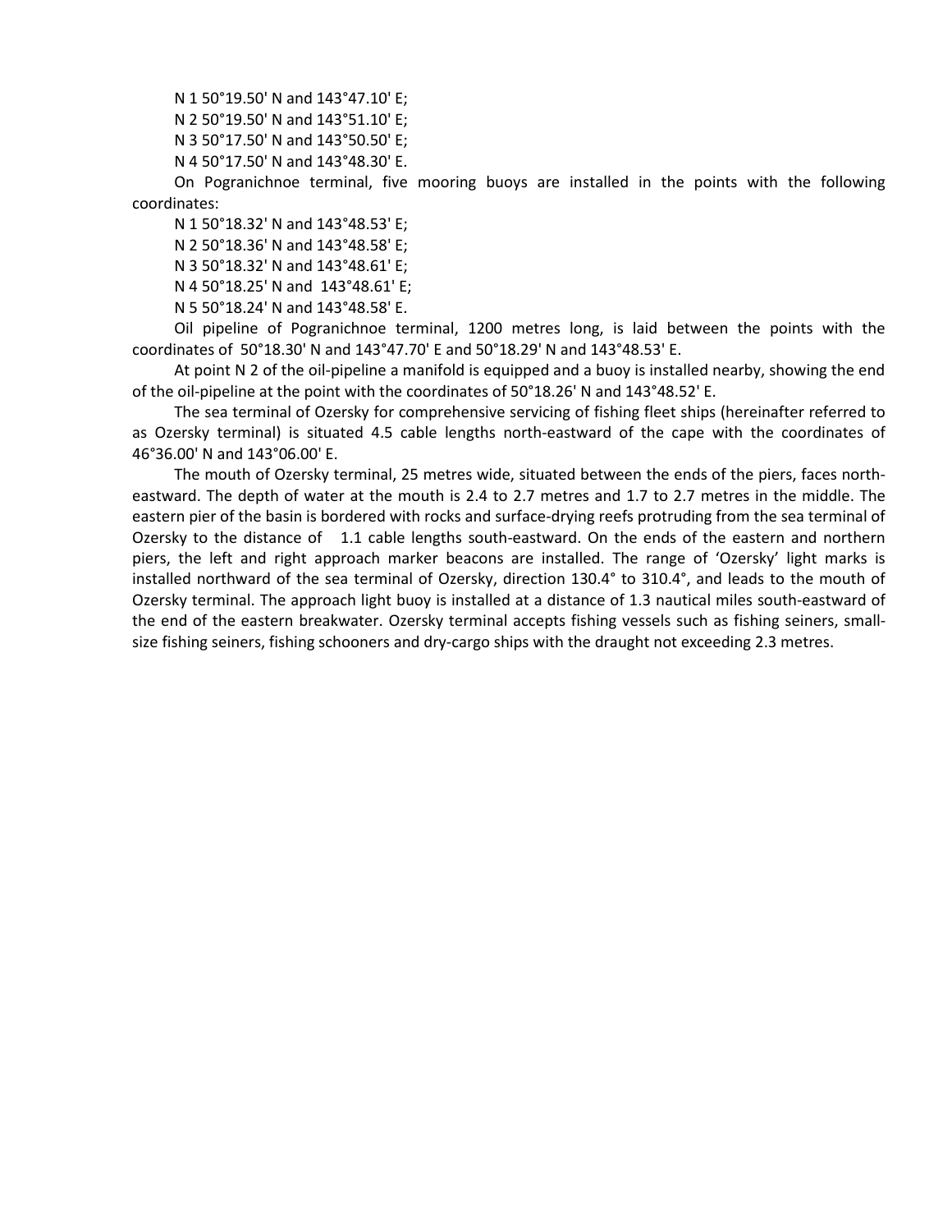N 1 50°19.50' N and 143°47.10' E;

N 2 50°19.50' N and 143°51.10' E;

N 3 50°17.50' N and 143°50.50' E;

N 4 50°17.50' N and 143°48.30' E.

On Pogranichnoe terminal, five mooring buoys are installed in the points with the following coordinates:

N 1 50°18.32' N and 143°48.53' E;

N 2 50°18.36' N and 143°48.58' E;

N 3 50°18.32' N and 143°48.61' E;

N 4 50°18.25' N and 143°48.61' E;

N 5 50°18.24' N and 143°48.58' E.

Oil pipeline of Pogranichnoe terminal, 1200 metres long, is laid between the points with the coordinates of 50°18.30' N and 143°47.70' E and 50°18.29' N and 143°48.53' E.

At point N 2 of the oil-pipeline a manifold is equipped and a buoy is installed nearby, showing the end of the oil-pipeline at the point with the coordinates of 50°18.26' N and 143°48.52' E.

The sea terminal of Ozersky for comprehensive servicing of fishing fleet ships (hereinafter referred to as Ozersky terminal) is situated 4.5 cable lengths north-eastward of the cape with the coordinates of 46°36.00' N and 143°06.00' E.

The mouth of Ozersky terminal, 25 metres wide, situated between the ends of the piers, faces north-eastward. The depth of water at the mouth is 2.4 to 2.7 metres and 1.7 to 2.7 metres in the middle. The eastern pier of the basin is bordered with rocks and surface-drying reefs protruding from the sea terminal of Ozersky to the distance of 1.1 cable lengths south-eastward. On the ends of the eastern and northern piers, the left and right approach marker beacons are installed. The range of 'Ozersky' light marks is installed northward of the sea terminal of Ozersky, direction 130.4° to 310.4°, and leads to the mouth of Ozersky terminal. The approach light buoy is installed at a distance of 1.3 nautical miles south-eastward of the end of the eastern breakwater. Ozersky terminal accepts fishing vessels such as fishing seiners, small-size fishing seiners, fishing schooners and dry-cargo ships with the draught not exceeding 2.3 metres.